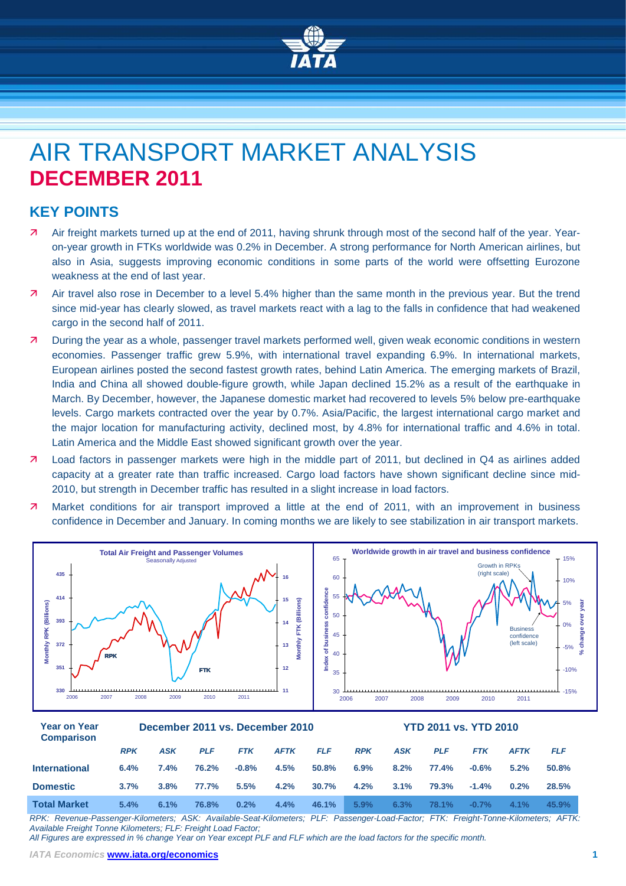# AIR TRANSPORT MARKET ANALYSIS
# DECEMBER 2011

## KEY POINTS

- Air freight markets turned up at the end of 2011, having shrunk through most of the second half of the year. Year-on-year growth in FTKs worldwide was 0.2% in December. A strong performance for North American airlines, but also in Asia, suggests improving economic conditions in some parts of the world were offsetting Eurozone weakness at the end of last year.
- Air travel also rose in December to a level 5.4% higher than the same month in the previous year. But the trend since mid-year has clearly slowed, as travel markets react with a lag to the falls in confidence that had weakened cargo in the second half of 2011.
- During the year as a whole, passenger travel markets performed well, given weak economic conditions in western economies. Passenger traffic grew 5.9%, with international travel expanding 6.9%. In international markets, European airlines posted the second fastest growth rates, behind Latin America. The emerging markets of Brazil, India and China all showed double-figure growth, while Japan declined 15.2% as a result of the earthquake in March. By December, however, the Japanese domestic market had recovered to levels 5% below pre-earthquake levels. Cargo markets contracted over the year by 0.7%. Asia/Pacific, the largest international cargo market and the major location for manufacturing activity, declined most, by 4.8% for international traffic and 4.6% in total. Latin America and the Middle East showed significant growth over the year.
- Load factors in passenger markets were high in the middle part of 2011, but declined in Q4 as airlines added capacity at a greater rate than traffic increased. Cargo load factors have shown significant decline since mid-2010, but strength in December traffic has resulted in a slight increase in load factors.
- Market conditions for air transport improved a little at the end of 2011, with an improvement in business confidence in December and January. In coming months we are likely to see stabilization in air transport markets.

Total Air Freight and Passenger Volumes
Seasonally Adjusted
Monthly RPK (Billions): 330, 351, 372, 393, 414, 435
Monthly FTK (Billions): 11, 12, 13, 14, 15, 16
RPK
FTK
2006 2007 2008 2009 2010 2011

Worldwide growth in air travel and business confidence
Index of business confidence: 30, 35, 40, 45, 50, 55, 60, 65
% change over year: -15%, -10%, -5%, 0%, 5%, 10%, 15%
Growth in RPKs (right scale)
Business confidence (left scale)
2006 2007 2008 2009 2010 2011

| Year on Year Comparison | December 2011 vs. December 2010 | | | | | | YTD 2011 vs. YTD 2010 | | | | | |
|---|---|---|---|---|---|---|---|---|---|---|---|---|
| | *RPK* | *ASK* | *PLF* | *FTK* | *AFTK* | *FLF* | *RPK* | *ASK* | *PLF* | *FTK* | *AFTK* | *FLF* |
| **International** | 6.4% | 7.4% | 76.2% | -0.8% | 4.5% | 50.8% | 6.9% | 8.2% | 77.4% | -0.6% | 5.2% | 50.8% |
| **Domestic** | 3.7% | 3.8% | 77.7% | 5.5% | 4.2% | 30.7% | 4.2% | 3.1% | 79.3% | -1.4% | 0.2% | 28.5% |
| **Total Market** | 5.4% | 6.1% | 76.8% | 0.2% | 4.4% | 46.1% | 5.9% | 6.3% | 78.1% | -0.7% | 4.1% | 45.9% |

*RPK: Revenue-Passenger-Kilometers; ASK: Available-Seat-Kilometers; PLF: Passenger-Load-Factor; FTK: Freight-Tonne-Kilometers; AFTK: Available Freight Tonne Kilometers; FLF: Freight Load Factor;*
*All Figures are expressed in % change Year on Year except PLF and FLF which are the load factors for the specific month.*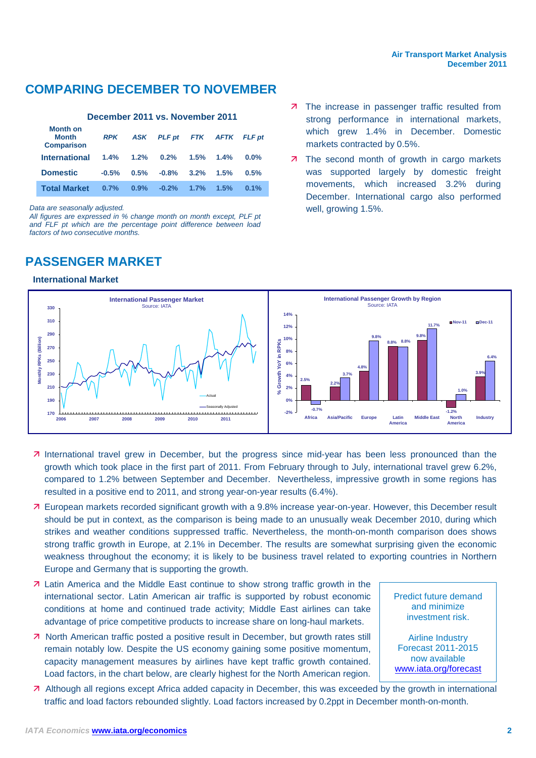## COMPARING DECEMBER TO NOVEMBER

**December 2011 vs. November 2011**

| Month on Month Comparison | RPK | ASK | PLF pt | FTK | AFTK | FLF pt |
|---|---|---|---|---|---|---|
| International | 1.4% | 1.2% | 0.2% | 1.5% | 1.4% | 0.0% |
| Domestic | -0.5% | 0.5% | -0.8% | 3.2% | 1.5% | 0.5% |
| Total Market | 0.7% | 0.9% | -0.2% | 1.7% | 1.5% | 0.1% |

*Data are seasonally adjusted.*
*All figures are expressed in % change month on month except, PLF pt and FLF pt which are the percentage point difference between load factors of two consecutive months.*

- The increase in passenger traffic resulted from strong performance in international markets, which grew 1.4% in December. Domestic markets contracted by 0.5%.
- The second month of growth in cargo markets was supported largely by domestic freight movements, which increased 3.2% during December. International cargo also performed well, growing 1.5%.

## PASSENGER MARKET

### International Market

International Passenger Market
Source: IATA
Monthly RPKs (Billion)
330, 310, 290, 270, 250, 230, 210, 190, 170
2006, 2007, 2008, 2009, 2010, 2011
Actual
Seasonally Adjusted

International Passenger Growth by Region
Source: IATA
% Growth YoY in RPKs
Nov-11, Dec-11
14%, 12%, 10%, 8%, 6%, 4%, 2%, 0%, -2%
Africa: 2.5%, -0.7%
Asia/Pacific: 2.2%, 3.7%
Europe: 4.8%, 9.8%
Latin America: 8.8%, 8.8%
Middle East: 9.8%, 11.7%
North America: -1.2%, 1.0%
Industry: 3.9%, 6.4%

- International travel grew in December, but the progress since mid-year has been less pronounced than the growth which took place in the first part of 2011. From February through to July, international travel grew 6.2%, compared to 1.2% between September and December. Nevertheless, impressive growth in some regions has resulted in a positive end to 2011, and strong year-on-year results (6.4%).
- European markets recorded significant growth with a 9.8% increase year-on-year. However, this December result should be put in context, as the comparison is being made to an unusually weak December 2010, during which strikes and weather conditions suppressed traffic. Nevertheless, the month-on-month comparison does shows strong traffic growth in Europe, at 2.1% in December. The results are somewhat surprising given the economic weakness throughout the economy; it is likely to be business travel related to exporting countries in Northern Europe and Germany that is supporting the growth.
- Latin America and the Middle East continue to show strong traffic growth in the international sector. Latin American air traffic is supported by robust economic conditions at home and continued trade activity; Middle East airlines can take advantage of price competitive products to increase share on long-haul markets.
- North American traffic posted a positive result in December, but growth rates still remain notably low. Despite the US economy gaining some positive momentum, capacity management measures by airlines have kept traffic growth contained. Load factors, in the chart below, are clearly highest for the North American region.

> Predict future demand and minimize investment risk.
>
> Airline Industry Forecast 2011-2015 now available
> www.iata.org/forecast

- Although all regions except Africa added capacity in December, this was exceeded by the growth in international traffic and load factors rebounded slightly. Load factors increased by 0.2ppt in December month-on-month.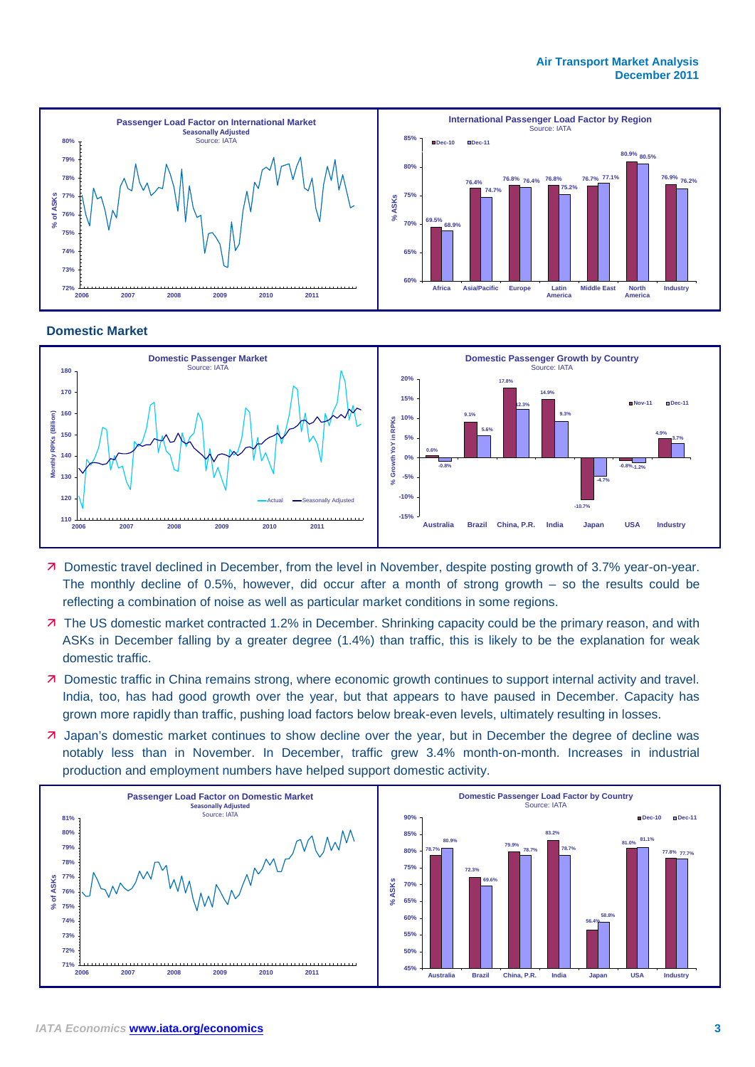Passenger Load Factor on International Market
Seasonally Adjusted
Source: IATA

80%
79%
78%
77%
76%
75%
74%
73%
72%
% of ASKs
2006
2007
2008
2009
2010
2011

International Passenger Load Factor by Region
Source: IATA

Dec-10
Dec-11

85%
80%
75%
70%
65%
60%
% ASKs

69.5%
68.9%
76.4%
74.7%
76.8%
76.4%
76.8%
75.2%
76.7%
77.1%
80.9%
80.5%
76.9%
76.2%

Africa
Asia/Pacific
Europe
Latin America
Middle East
North America
Industry

## Domestic Market

Domestic Passenger Market
Source: IATA

180
170
160
150
140
130
120
110
Monthly RPKs (Billion)
2006
2007
2008
2009
2010
2011
Actual
Seasonally Adjusted

Domestic Passenger Growth by Country
Source: IATA

Nov-11
Dec-11

20%
15%
10%
5%
0%
-5%
-10%
-15%
% Growth YoY in RPKs

0.6%
-0.8%
9.1%
5.6%
17.8%
12.3%
14.9%
9.3%
-10.7%
-4.7%
-0.8%
-1.2%
4.9%
3.7%

Australia
Brazil
China, P.R.
India
Japan
USA
Industry

- Domestic travel declined in December, from the level in November, despite posting growth of 3.7% year-on-year. The monthly decline of 0.5%, however, did occur after a month of strong growth – so the results could be reflecting a combination of noise as well as particular market conditions in some regions.
- The US domestic market contracted 1.2% in December. Shrinking capacity could be the primary reason, and with ASKs in December falling by a greater degree (1.4%) than traffic, this is likely to be the explanation for weak domestic traffic.
- Domestic traffic in China remains strong, where economic growth continues to support internal activity and travel. India, too, has had good growth over the year, but that appears to have paused in December. Capacity has grown more rapidly than traffic, pushing load factors below break-even levels, ultimately resulting in losses.
- Japan's domestic market continues to show decline over the year, but in December the degree of decline was notably less than in November. In December, traffic grew 3.4% month-on-month. Increases in industrial production and employment numbers have helped support domestic activity.

Passenger Load Factor on Domestic Market
Seasonally Adjusted
Source: IATA

81%
80%
79%
78%
77%
76%
75%
74%
73%
72%
71%
% of ASKs
2006
2007
2008
2009
2010
2011

Domestic Passenger Load Factor by Country
Source: IATA

Dec-10
Dec-11

90%
85%
80%
75%
70%
65%
60%
55%
50%
45%
% ASKs

78.7%
80.9%
72.3%
69.6%
79.9%
78.7%
83.2%
78.7%
56.4%
58.8%
81.0%
81.1%
77.8%
77.7%

Australia
Brazil
China, P.R.
India
Japan
USA
Industry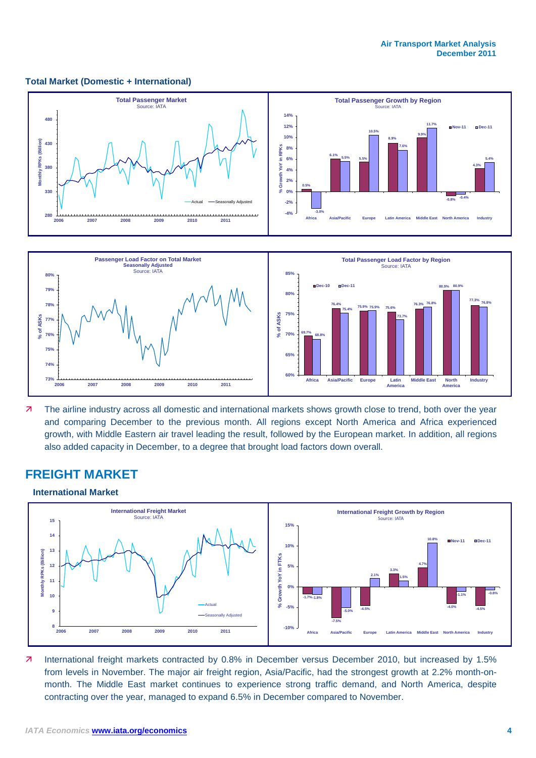**Air Transport Market Analysis**
**December 2011**

### Total Market (Domestic + International)

**Total Passenger Market**
Source: IATA
Monthly RPKs (Billion)
480
430
380
330
280
2006 2007 2008 2009 2010 2011
Actual
Seasonally Adjusted

**Total Passenger Growth by Region**
Source: IATA
% Growth YoY in RPKs
14% 12% 10% 8% 6% 4% 2% 0% -2% -4%
Nov-11 Dec-11
0.5% -3.0% 6.1% 5.5% 5.5% 10.5% 8.9% 7.6% 9.9% 11.7% -0.8% -0.4% 4.3% 5.4%
Africa Asia/Pacific Europe Latin America Middle East North America Industry

**Passenger Load Factor on Total Market**
**Seasonally Adjusted**
Source: IATA
% of ASKs
80% 79% 78% 77% 76% 75% 74% 73%
2006 2007 2008 2009 2010 2011

**Total Passenger Load Factor by Region**
Source: IATA
% of ASKs
85% 80% 75% 70% 65% 60%
Dec-10 Dec-11
69.7% 68.8% 76.4% 75.4% 75.9% 75.9% 75.6% 73.7% 76.3% 76.8% 80.9% 80.9% 77.3% 76.8%
Africa Asia/Pacific Europe Latin America Middle East North America Industry

- The airline industry across all domestic and international markets shows growth close to trend, both over the year and comparing December to the previous month. All regions except North America and Africa experienced growth, with Middle Eastern air travel leading the result, followed by the European market. In addition, all regions also added capacity in December, to a degree that brought load factors down overall.

## FREIGHT MARKET

### International Market

**International Freight Market**
Source: IATA
Monthly RPKs (Billion)
15 14 13 12 11 10 9 8
2006 2007 2008 2009 2010 2011
Actual
Seasonally Adjusted

**International Freight Growth by Region**
Source: IATA
% Growth YoY in FTKs
15% 10% 5% 0% -5% -10%
Nov-11 Dec-11
-1.7% -1.8% -7.5% -5.0% -4.5% 2.1% 3.3% 1.5% 4.7% 10.8% -4.0% -1.1% -4.5% -0.8%
Africa Asia/Pacific Europe Latin America Middle East North America Industry

- International freight markets contracted by 0.8% in December versus December 2010, but increased by 1.5% from levels in November. The major air freight region, Asia/Pacific, had the strongest growth at 2.2% month-on-month. The Middle East market continues to experience strong traffic demand, and North America, despite contracting over the year, managed to expand 6.5% in December compared to November.

*IATA Economics* **www.iata.org/economics**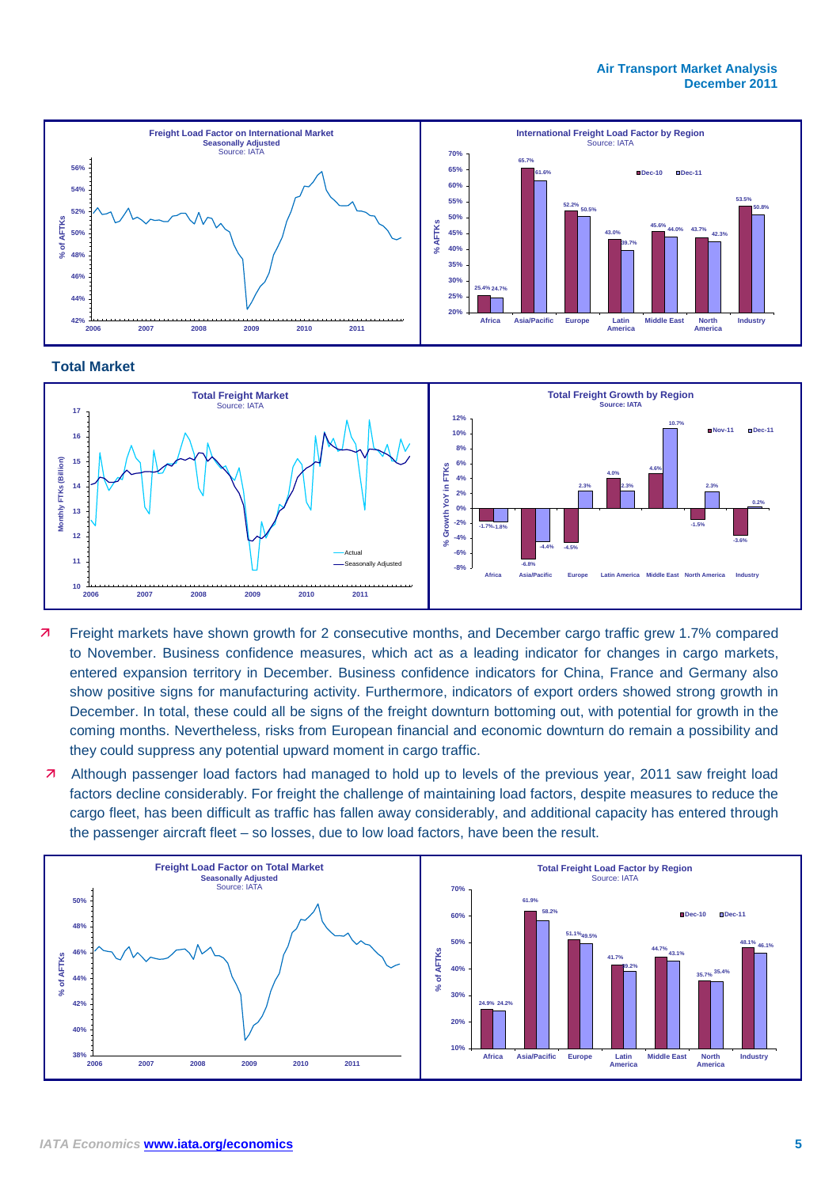Freight Load Factor on International Market
Seasonally Adjusted
Source: IATA

% of AFTKs

56%
54%
52%
50%
48%
46%
44%
42%

2006 2007 2008 2009 2010 2011

International Freight Load Factor by Region
Source: IATA

% AFTKs

Dec-10 Dec-11

Africa 25.4% 24.7%
Asia/Pacific 65.7% 61.6%
Europe 52.2% 50.5%
Latin America 43.0% 39.7%
Middle East 45.6% 44.0%
North America 43.7% 42.3%
Industry 53.5% 50.8%

## Total Market

Total Freight Market
Source: IATA

Monthly FTKs (Billion)

17
16
15
14
13
12
11
10

2006 2007 2008 2009 2010 2011

Actual
Seasonally Adjusted

Total Freight Growth by Region
Source: IATA

% Growth YoY in FTKs

Nov-11 Dec-11

Africa -1.7% -1.8%
Asia/Pacific -6.8% -4.4%
Europe -4.5% 2.3%
Latin America 4.0% 2.3%
Middle East 4.6% 10.7%
North America -1.5% 2.3%
Industry -3.6% 0.2%

- Freight markets have shown growth for 2 consecutive months, and December cargo traffic grew 1.7% compared to November. Business confidence measures, which act as a leading indicator for changes in cargo markets, entered expansion territory in December. Business confidence indicators for China, France and Germany also show positive signs for manufacturing activity. Furthermore, indicators of export orders showed strong growth in December. In total, these could all be signs of the freight downturn bottoming out, with potential for growth in the coming months. Nevertheless, risks from European financial and economic downturn do remain a possibility and they could suppress any potential upward moment in cargo traffic.
- Although passenger load factors had managed to hold up to levels of the previous year, 2011 saw freight load factors decline considerably. For freight the challenge of maintaining load factors, despite measures to reduce the cargo fleet, has been difficult as traffic has fallen away considerably, and additional capacity has entered through the passenger aircraft fleet – so losses, due to low load factors, have been the result.

Freight Load Factor on Total Market
Seasonally Adjusted
Source: IATA

% of AFTKs

50%
48%
46%
44%
42%
40%
38%

2006 2007 2008 2009 2010 2011

Total Freight Load Factor by Region
Source: IATA

% of AFTKs

Dec-10 Dec-11

Africa 24.9% 24.2%
Asia/Pacific 61.9% 58.2%
Europe 51.1% 49.5%
Latin America 41.7% 39.2%
Middle East 44.7% 43.1%
North America 35.7% 35.4%
Industry 48.1% 46.1%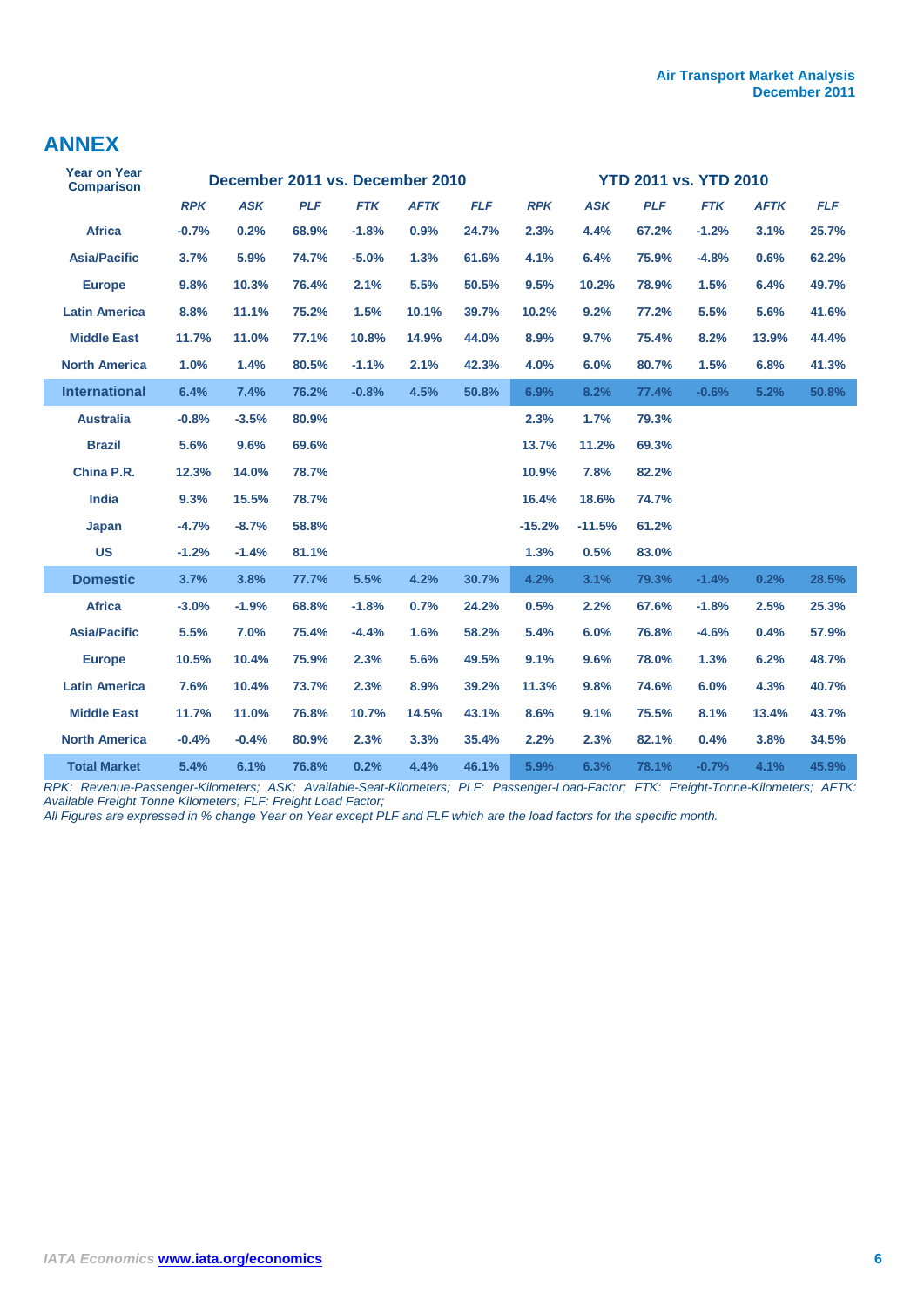# ANNEX

| Year on Year Comparison | December 2011 vs. December 2010 | | | | | | YTD 2011 vs. YTD 2010 | | | | | |
|---|---|---|---|---|---|---|---|---|---|---|---|---|
| | RPK | ASK | PLF | FTK | AFTK | FLF | RPK | ASK | PLF | FTK | AFTK | FLF |
| Africa | -0.7% | 0.2% | 68.9% | -1.8% | 0.9% | 24.7% | 2.3% | 4.4% | 67.2% | -1.2% | 3.1% | 25.7% |
| Asia/Pacific | 3.7% | 5.9% | 74.7% | -5.0% | 1.3% | 61.6% | 4.1% | 6.4% | 75.9% | -4.8% | 0.6% | 62.2% |
| Europe | 9.8% | 10.3% | 76.4% | 2.1% | 5.5% | 50.5% | 9.5% | 10.2% | 78.9% | 1.5% | 6.4% | 49.7% |
| Latin America | 8.8% | 11.1% | 75.2% | 1.5% | 10.1% | 39.7% | 10.2% | 9.2% | 77.2% | 5.5% | 5.6% | 41.6% |
| Middle East | 11.7% | 11.0% | 77.1% | 10.8% | 14.9% | 44.0% | 8.9% | 9.7% | 75.4% | 8.2% | 13.9% | 44.4% |
| North America | 1.0% | 1.4% | 80.5% | -1.1% | 2.1% | 42.3% | 4.0% | 6.0% | 80.7% | 1.5% | 6.8% | 41.3% |
| **International** | 6.4% | 7.4% | 76.2% | -0.8% | 4.5% | 50.8% | 6.9% | 8.2% | 77.4% | -0.6% | 5.2% | 50.8% |
| Australia | -0.8% | -3.5% | 80.9% | | | | 2.3% | 1.7% | 79.3% | | | |
| Brazil | 5.6% | 9.6% | 69.6% | | | | 13.7% | 11.2% | 69.3% | | | |
| China P.R. | 12.3% | 14.0% | 78.7% | | | | 10.9% | 7.8% | 82.2% | | | |
| India | 9.3% | 15.5% | 78.7% | | | | 16.4% | 18.6% | 74.7% | | | |
| Japan | -4.7% | -8.7% | 58.8% | | | | -15.2% | -11.5% | 61.2% | | | |
| US | -1.2% | -1.4% | 81.1% | | | | 1.3% | 0.5% | 83.0% | | | |
| **Domestic** | 3.7% | 3.8% | 77.7% | 5.5% | 4.2% | 30.7% | 4.2% | 3.1% | 79.3% | -1.4% | 0.2% | 28.5% |
| Africa | -3.0% | -1.9% | 68.8% | -1.8% | 0.7% | 24.2% | 0.5% | 2.2% | 67.6% | -1.8% | 2.5% | 25.3% |
| Asia/Pacific | 5.5% | 7.0% | 75.4% | -4.4% | 1.6% | 58.2% | 5.4% | 6.0% | 76.8% | -4.6% | 0.4% | 57.9% |
| Europe | 10.5% | 10.4% | 75.9% | 2.3% | 5.6% | 49.5% | 9.1% | 9.6% | 78.0% | 1.3% | 6.2% | 48.7% |
| Latin America | 7.6% | 10.4% | 73.7% | 2.3% | 8.9% | 39.2% | 11.3% | 9.8% | 74.6% | 6.0% | 4.3% | 40.7% |
| Middle East | 11.7% | 11.0% | 76.8% | 10.7% | 14.5% | 43.1% | 8.6% | 9.1% | 75.5% | 8.1% | 13.4% | 43.7% |
| North America | -0.4% | -0.4% | 80.9% | 2.3% | 3.3% | 35.4% | 2.2% | 2.3% | 82.1% | 0.4% | 3.8% | 34.5% |
| **Total Market** | 5.4% | 6.1% | 76.8% | 0.2% | 4.4% | 46.1% | 5.9% | 6.3% | 78.1% | -0.7% | 4.1% | 45.9% |

*RPK: Revenue-Passenger-Kilometers; ASK: Available-Seat-Kilometers; PLF: Passenger-Load-Factor; FTK: Freight-Tonne-Kilometers; AFTK: Available Freight Tonne Kilometers; FLF: Freight Load Factor;*
*All Figures are expressed in % change Year on Year except PLF and FLF which are the load factors for the specific month.*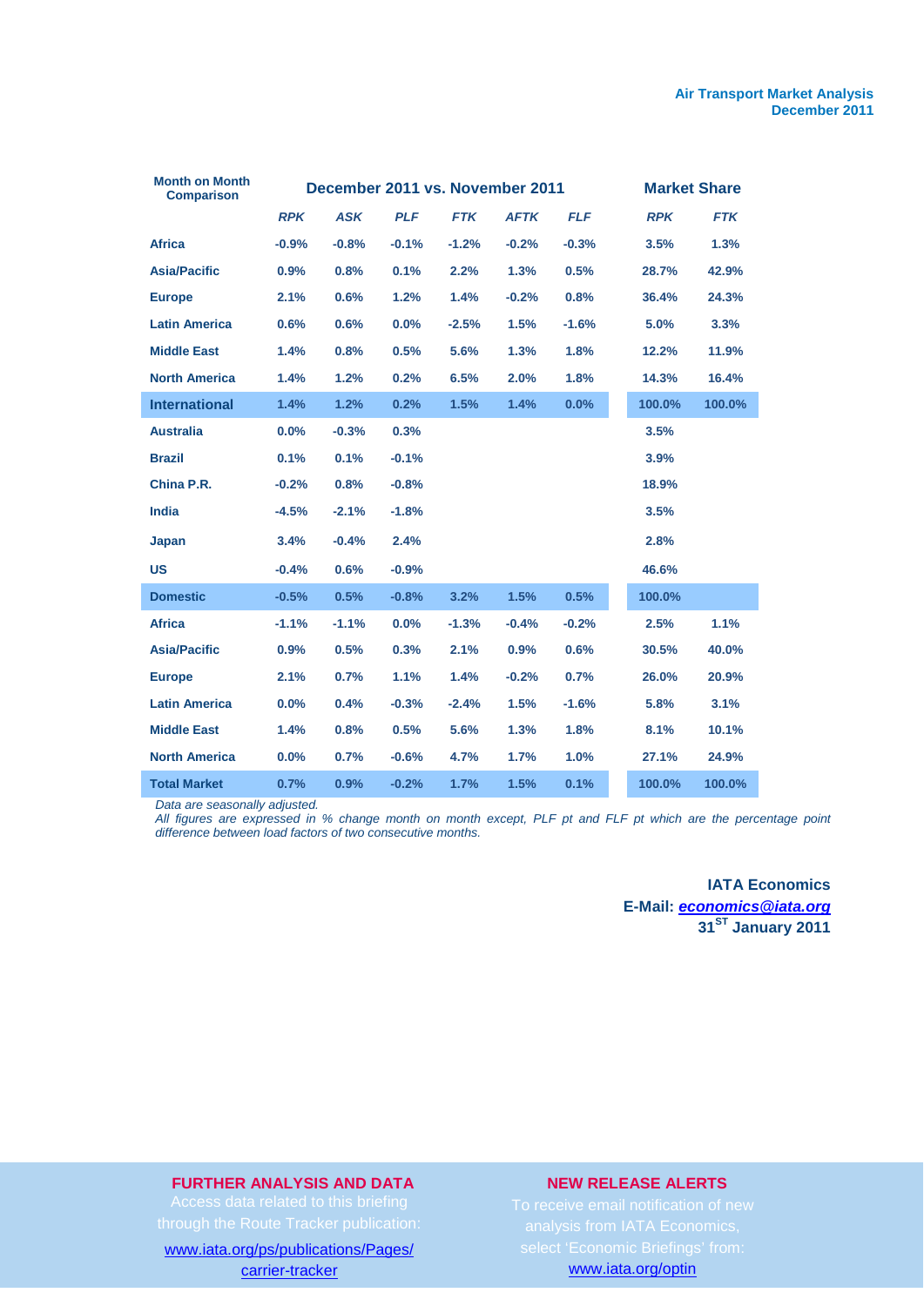| Month on Month Comparison | December 2011 vs. November 2011 | | | | | | Market Share | |
|---|---|---|---|---|---|---|---|---|
| | *RPK* | *ASK* | *PLF* | *FTK* | *AFTK* | *FLF* | *RPK* | *FTK* |
| **Africa** | -0.9% | -0.8% | -0.1% | -1.2% | -0.2% | -0.3% | 3.5% | 1.3% |
| **Asia/Pacific** | 0.9% | 0.8% | 0.1% | 2.2% | 1.3% | 0.5% | 28.7% | 42.9% |
| **Europe** | 2.1% | 0.6% | 1.2% | 1.4% | -0.2% | 0.8% | 36.4% | 24.3% |
| **Latin America** | 0.6% | 0.6% | 0.0% | -2.5% | 1.5% | -1.6% | 5.0% | 3.3% |
| **Middle East** | 1.4% | 0.8% | 0.5% | 5.6% | 1.3% | 1.8% | 12.2% | 11.9% |
| **North America** | 1.4% | 1.2% | 0.2% | 6.5% | 2.0% | 1.8% | 14.3% | 16.4% |
| **International** | 1.4% | 1.2% | 0.2% | 1.5% | 1.4% | 0.0% | 100.0% | 100.0% |
| **Australia** | 0.0% | -0.3% | 0.3% | | | | 3.5% | |
| **Brazil** | 0.1% | 0.1% | -0.1% | | | | 3.9% | |
| **China P.R.** | -0.2% | 0.8% | -0.8% | | | | 18.9% | |
| **India** | -4.5% | -2.1% | -1.8% | | | | 3.5% | |
| **Japan** | 3.4% | -0.4% | 2.4% | | | | 2.8% | |
| **US** | -0.4% | 0.6% | -0.9% | | | | 46.6% | |
| **Domestic** | -0.5% | 0.5% | -0.8% | 3.2% | 1.5% | 0.5% | 100.0% | |
| **Africa** | -1.1% | -1.1% | 0.0% | -1.3% | -0.4% | -0.2% | 2.5% | 1.1% |
| **Asia/Pacific** | 0.9% | 0.5% | 0.3% | 2.1% | 0.9% | 0.6% | 30.5% | 40.0% |
| **Europe** | 2.1% | 0.7% | 1.1% | 1.4% | -0.2% | 0.7% | 26.0% | 20.9% |
| **Latin America** | 0.0% | 0.4% | -0.3% | -2.4% | 1.5% | -1.6% | 5.8% | 3.1% |
| **Middle East** | 1.4% | 0.8% | 0.5% | 5.6% | 1.3% | 1.8% | 8.1% | 10.1% |
| **North America** | 0.0% | 0.7% | -0.6% | 4.7% | 1.7% | 1.0% | 27.1% | 24.9% |
| **Total Market** | 0.7% | 0.9% | -0.2% | 1.7% | 1.5% | 0.1% | 100.0% | 100.0% |

*Data are seasonally adjusted.*
*All figures are expressed in % change month on month except, PLF pt and FLF pt which are the percentage point difference between load factors of two consecutive months.*

**IATA Economics**
**E-Mail: *economics@iata.org***
**31[ST] January 2011**

**FURTHER ANALYSIS AND DATA**

Access data related to this briefing through the Route Tracker publication:

www.iata.org/ps/publications/Pages/carrier-tracker

**NEW RELEASE ALERTS**

To receive email notification of new analysis from IATA Economics, select 'Economic Briefings' from:

www.iata.org/optin